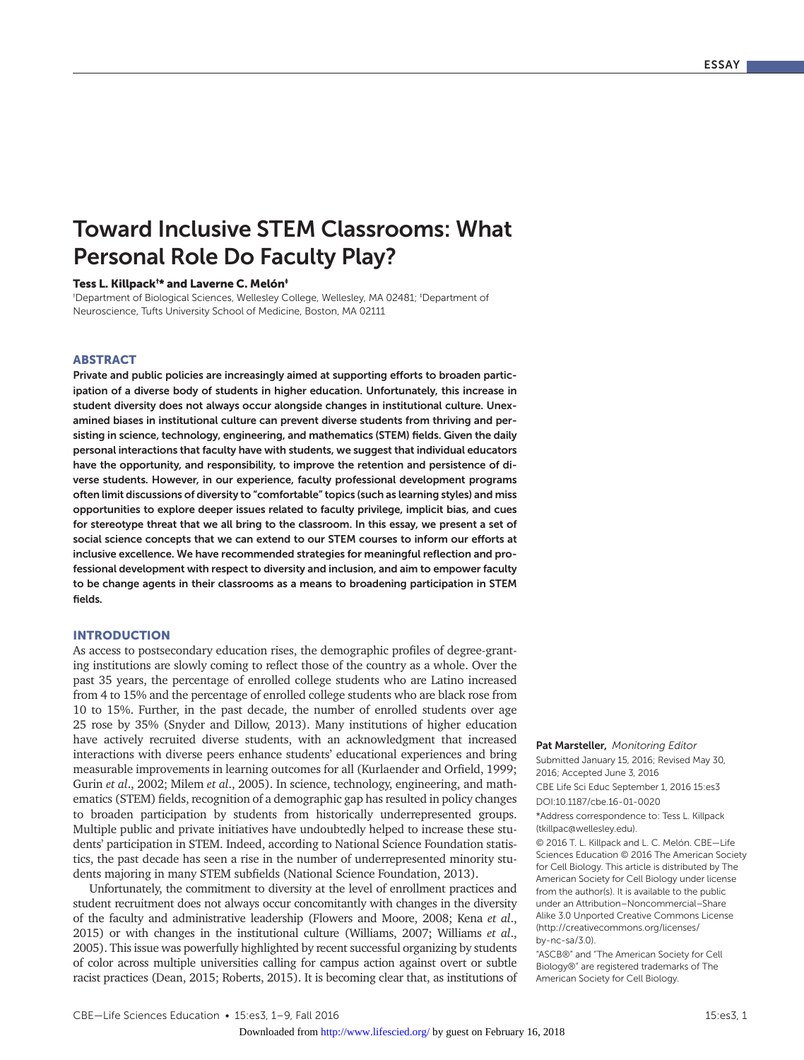ESSAY

# Toward Inclusive STEM Classrooms: What Personal Role Do Faculty Play?

**Tess L. Killpack[†]* and Laverne C. Melón[‡]**

[†]Department of Biological Sciences, Wellesley College, Wellesley, MA 02481; [‡]Department of Neuroscience, Tufts University School of Medicine, Boston, MA 02111

## ABSTRACT

**Private and public policies are increasingly aimed at supporting efforts to broaden participation of a diverse body of students in higher education. Unfortunately, this increase in student diversity does not always occur alongside changes in institutional culture. Unexamined biases in institutional culture can prevent diverse students from thriving and persisting in science, technology, engineering, and mathematics (STEM) fields. Given the daily personal interactions that faculty have with students, we suggest that individual educators have the opportunity, and responsibility, to improve the retention and persistence of diverse students. However, in our experience, faculty professional development programs often limit discussions of diversity to "comfortable" topics (such as learning styles) and miss opportunities to explore deeper issues related to faculty privilege, implicit bias, and cues for stereotype threat that we all bring to the classroom. In this essay, we present a set of social science concepts that we can extend to our STEM courses to inform our efforts at inclusive excellence. We have recommended strategies for meaningful reflection and professional development with respect to diversity and inclusion, and aim to empower faculty to be change agents in their classrooms as a means to broadening participation in STEM fields.**

## INTRODUCTION

As access to postsecondary education rises, the demographic profiles of degree-granting institutions are slowly coming to reflect those of the country as a whole. Over the past 35 years, the percentage of enrolled college students who are Latino increased from 4 to 15% and the percentage of enrolled college students who are black rose from 10 to 15%. Further, in the past decade, the number of enrolled students over age 25 rose by 35% (Snyder and Dillow, 2013). Many institutions of higher education have actively recruited diverse students, with an acknowledgment that increased interactions with diverse peers enhance students' educational experiences and bring measurable improvements in learning outcomes for all (Kurlaender and Orfield, 1999; Gurin *et al*., 2002; Milem *et al*., 2005). In science, technology, engineering, and mathematics (STEM) fields, recognition of a demographic gap has resulted in policy changes to broaden participation by students from historically underrepresented groups. Multiple public and private initiatives have undoubtedly helped to increase these students' participation in STEM. Indeed, according to National Science Foundation statistics, the past decade has seen a rise in the number of underrepresented minority students majoring in many STEM subfields (National Science Foundation, 2013).

Unfortunately, the commitment to diversity at the level of enrollment practices and student recruitment does not always occur concomitantly with changes in the diversity of the faculty and administrative leadership (Flowers and Moore, 2008; Kena *et al*., 2015) or with changes in the institutional culture (Williams, 2007; Williams *et al*., 2005). This issue was powerfully highlighted by recent successful organizing by students of color across multiple universities calling for campus action against overt or subtle racist practices (Dean, 2015; Roberts, 2015). It is becoming clear that, as institutions of

**Pat Marsteller,** *Monitoring Editor*
Submitted January 15, 2016; Revised May 30, 2016; Accepted June 3, 2016

CBE Life Sci Educ September 1, 2016 15:es3
DOI:10.1187/cbe.16-01-0020

*Address correspondence to: Tess L. Killpack (tkillpac@wellesley.edu).

© 2016 T. L. Killpack and L. C. Melón. CBE—Life Sciences Education © 2016 The American Society for Cell Biology. This article is distributed by The American Society for Cell Biology under license from the author(s). It is available to the public under an Attribution–Noncommercial–Share Alike 3.0 Unported Creative Commons License (http://creativecommons.org/licenses/by-nc-sa/3.0).

"ASCB®" and "The American Society for Cell Biology®" are registered trademarks of The American Society for Cell Biology.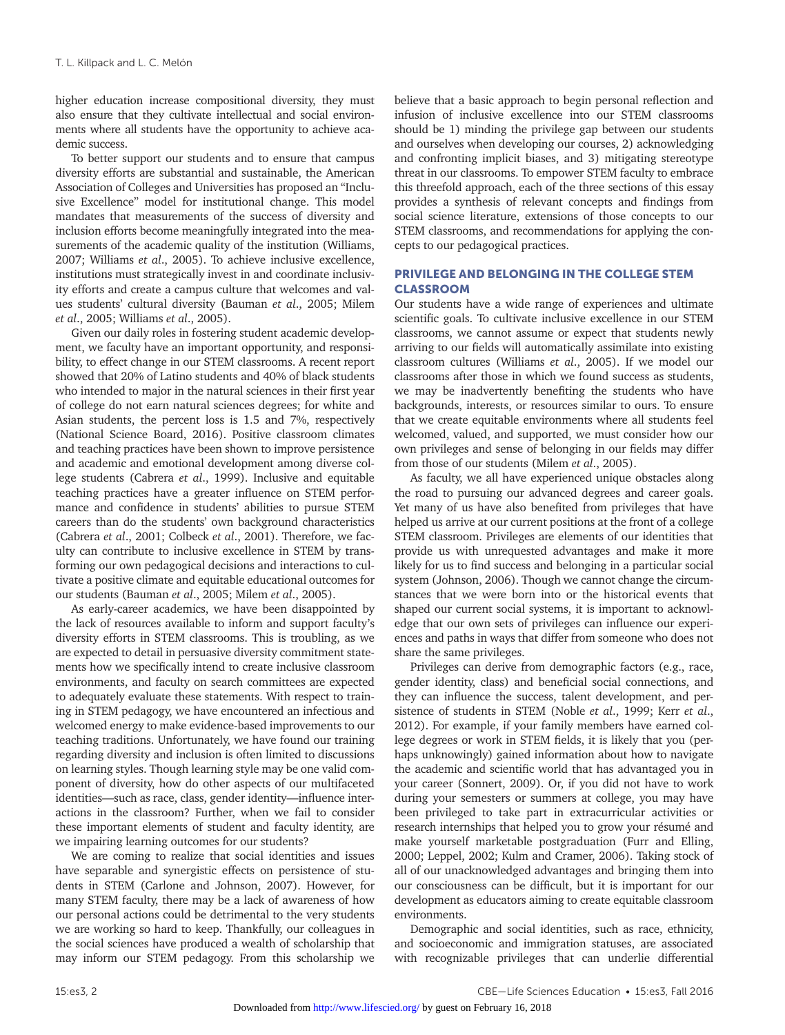higher education increase compositional diversity, they must also ensure that they cultivate intellectual and social environments where all students have the opportunity to achieve academic success.

To better support our students and to ensure that campus diversity efforts are substantial and sustainable, the American Association of Colleges and Universities has proposed an "Inclusive Excellence" model for institutional change. This model mandates that measurements of the success of diversity and inclusion efforts become meaningfully integrated into the measurements of the academic quality of the institution (Williams, 2007; Williams *et al*., 2005). To achieve inclusive excellence, institutions must strategically invest in and coordinate inclusivity efforts and create a campus culture that welcomes and values students' cultural diversity (Bauman *et al*., 2005; Milem *et al*., 2005; Williams *et al*., 2005).

Given our daily roles in fostering student academic development, we faculty have an important opportunity, and responsibility, to effect change in our STEM classrooms. A recent report showed that 20% of Latino students and 40% of black students who intended to major in the natural sciences in their first year of college do not earn natural sciences degrees; for white and Asian students, the percent loss is 1.5 and 7%, respectively (National Science Board, 2016). Positive classroom climates and teaching practices have been shown to improve persistence and academic and emotional development among diverse college students (Cabrera *et al*., 1999). Inclusive and equitable teaching practices have a greater influence on STEM performance and confidence in students' abilities to pursue STEM careers than do the students' own background characteristics (Cabrera *et al*., 2001; Colbeck *et al*., 2001). Therefore, we faculty can contribute to inclusive excellence in STEM by transforming our own pedagogical decisions and interactions to cultivate a positive climate and equitable educational outcomes for our students (Bauman *et al*., 2005; Milem *et al*., 2005).

As early-career academics, we have been disappointed by the lack of resources available to inform and support faculty's diversity efforts in STEM classrooms. This is troubling, as we are expected to detail in persuasive diversity commitment statements how we specifically intend to create inclusive classroom environments, and faculty on search committees are expected to adequately evaluate these statements. With respect to training in STEM pedagogy, we have encountered an infectious and welcomed energy to make evidence-based improvements to our teaching traditions. Unfortunately, we have found our training regarding diversity and inclusion is often limited to discussions on learning styles. Though learning style may be one valid component of diversity, how do other aspects of our multifaceted identities—such as race, class, gender identity—influence interactions in the classroom? Further, when we fail to consider these important elements of student and faculty identity, are we impairing learning outcomes for our students?

We are coming to realize that social identities and issues have separable and synergistic effects on persistence of students in STEM (Carlone and Johnson, 2007). However, for many STEM faculty, there may be a lack of awareness of how our personal actions could be detrimental to the very students we are working so hard to keep. Thankfully, our colleagues in the social sciences have produced a wealth of scholarship that may inform our STEM pedagogy. From this scholarship we believe that a basic approach to begin personal reflection and infusion of inclusive excellence into our STEM classrooms should be 1) minding the privilege gap between our students and ourselves when developing our courses, 2) acknowledging and confronting implicit biases, and 3) mitigating stereotype threat in our classrooms. To empower STEM faculty to embrace this threefold approach, each of the three sections of this essay provides a synthesis of relevant concepts and findings from social science literature, extensions of those concepts to our STEM classrooms, and recommendations for applying the concepts to our pedagogical practices.

## PRIVILEGE AND BELONGING IN THE COLLEGE STEM CLASSROOM

Our students have a wide range of experiences and ultimate scientific goals. To cultivate inclusive excellence in our STEM classrooms, we cannot assume or expect that students newly arriving to our fields will automatically assimilate into existing classroom cultures (Williams *et al*., 2005). If we model our classrooms after those in which we found success as students, we may be inadvertently benefiting the students who have backgrounds, interests, or resources similar to ours. To ensure that we create equitable environments where all students feel welcomed, valued, and supported, we must consider how our own privileges and sense of belonging in our fields may differ from those of our students (Milem *et al*., 2005).

As faculty, we all have experienced unique obstacles along the road to pursuing our advanced degrees and career goals. Yet many of us have also benefited from privileges that have helped us arrive at our current positions at the front of a college STEM classroom. Privileges are elements of our identities that provide us with unrequested advantages and make it more likely for us to find success and belonging in a particular social system (Johnson, 2006). Though we cannot change the circumstances that we were born into or the historical events that shaped our current social systems, it is important to acknowledge that our own sets of privileges can influence our experiences and paths in ways that differ from someone who does not share the same privileges.

Privileges can derive from demographic factors (e.g., race, gender identity, class) and beneficial social connections, and they can influence the success, talent development, and persistence of students in STEM (Noble *et al*., 1999; Kerr *et al*., 2012). For example, if your family members have earned college degrees or work in STEM fields, it is likely that you (perhaps unknowingly) gained information about how to navigate the academic and scientific world that has advantaged you in your career (Sonnert, 2009). Or, if you did not have to work during your semesters or summers at college, you may have been privileged to take part in extracurricular activities or research internships that helped you to grow your résumé and make yourself marketable postgraduation (Furr and Elling, 2000; Leppel, 2002; Kulm and Cramer, 2006). Taking stock of all of our unacknowledged advantages and bringing them into our consciousness can be difficult, but it is important for our development as educators aiming to create equitable classroom environments.

Demographic and social identities, such as race, ethnicity, and socioeconomic and immigration statuses, are associated with recognizable privileges that can underlie differential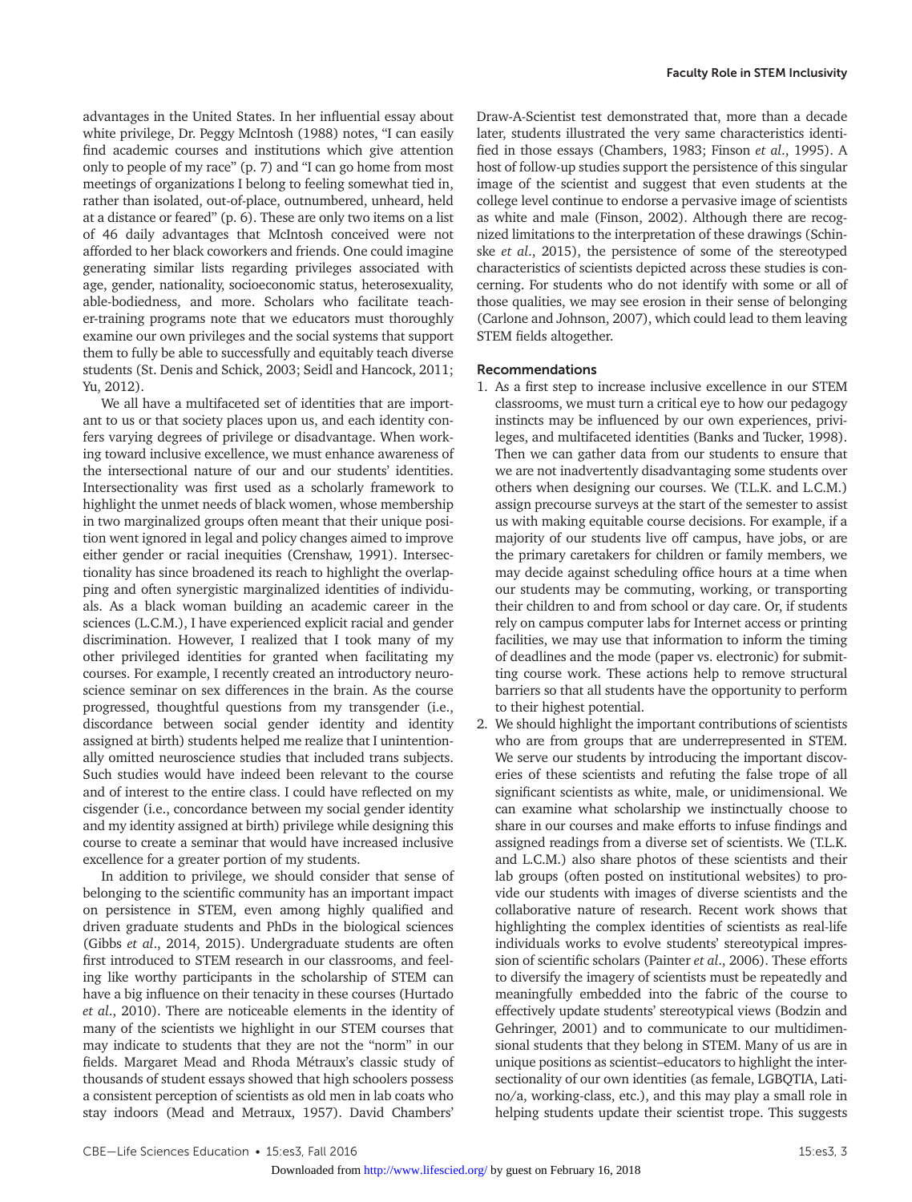advantages in the United States. In her influential essay about white privilege, Dr. Peggy McIntosh (1988) notes, "I can easily find academic courses and institutions which give attention only to people of my race" (p. 7) and "I can go home from most meetings of organizations I belong to feeling somewhat tied in, rather than isolated, out-of-place, outnumbered, unheard, held at a distance or feared" (p. 6). These are only two items on a list of 46 daily advantages that McIntosh conceived were not afforded to her black coworkers and friends. One could imagine generating similar lists regarding privileges associated with age, gender, nationality, socioeconomic status, heterosexuality, able-bodiedness, and more. Scholars who facilitate teacher-training programs note that we educators must thoroughly examine our own privileges and the social systems that support them to fully be able to successfully and equitably teach diverse students (St. Denis and Schick, 2003; Seidl and Hancock, 2011; Yu, 2012).

We all have a multifaceted set of identities that are important to us or that society places upon us, and each identity confers varying degrees of privilege or disadvantage. When working toward inclusive excellence, we must enhance awareness of the intersectional nature of our and our students' identities. Intersectionality was first used as a scholarly framework to highlight the unmet needs of black women, whose membership in two marginalized groups often meant that their unique position went ignored in legal and policy changes aimed to improve either gender or racial inequities (Crenshaw, 1991). Intersectionality has since broadened its reach to highlight the overlapping and often synergistic marginalized identities of individuals. As a black woman building an academic career in the sciences (L.C.M.), I have experienced explicit racial and gender discrimination. However, I realized that I took many of my other privileged identities for granted when facilitating my courses. For example, I recently created an introductory neuroscience seminar on sex differences in the brain. As the course progressed, thoughtful questions from my transgender (i.e., discordance between social gender identity and identity assigned at birth) students helped me realize that I unintentionally omitted neuroscience studies that included trans subjects. Such studies would have indeed been relevant to the course and of interest to the entire class. I could have reflected on my cisgender (i.e., concordance between my social gender identity and my identity assigned at birth) privilege while designing this course to create a seminar that would have increased inclusive excellence for a greater portion of my students.

In addition to privilege, we should consider that sense of belonging to the scientific community has an important impact on persistence in STEM, even among highly qualified and driven graduate students and PhDs in the biological sciences (Gibbs *et al*., 2014, 2015). Undergraduate students are often first introduced to STEM research in our classrooms, and feeling like worthy participants in the scholarship of STEM can have a big influence on their tenacity in these courses (Hurtado *et al*., 2010). There are noticeable elements in the identity of many of the scientists we highlight in our STEM courses that may indicate to students that they are not the "norm" in our fields. Margaret Mead and Rhoda Métraux's classic study of thousands of student essays showed that high schoolers possess a consistent perception of scientists as old men in lab coats who stay indoors (Mead and Metraux, 1957). David Chambers' Draw-A-Scientist test demonstrated that, more than a decade later, students illustrated the very same characteristics identified in those essays (Chambers, 1983; Finson *et al*., 1995). A host of follow-up studies support the persistence of this singular image of the scientist and suggest that even students at the college level continue to endorse a pervasive image of scientists as white and male (Finson, 2002). Although there are recognized limitations to the interpretation of these drawings (Schinske *et al*., 2015), the persistence of some of the stereotyped characteristics of scientists depicted across these studies is concerning. For students who do not identify with some or all of those qualities, we may see erosion in their sense of belonging (Carlone and Johnson, 2007), which could lead to them leaving STEM fields altogether.

### Recommendations

1. As a first step to increase inclusive excellence in our STEM classrooms, we must turn a critical eye to how our pedagogy instincts may be influenced by our own experiences, privileges, and multifaceted identities (Banks and Tucker, 1998). Then we can gather data from our students to ensure that we are not inadvertently disadvantaging some students over others when designing our courses. We (T.L.K. and L.C.M.) assign precourse surveys at the start of the semester to assist us with making equitable course decisions. For example, if a majority of our students live off campus, have jobs, or are the primary caretakers for children or family members, we may decide against scheduling office hours at a time when our students may be commuting, working, or transporting their children to and from school or day care. Or, if students rely on campus computer labs for Internet access or printing facilities, we may use that information to inform the timing of deadlines and the mode (paper vs. electronic) for submitting course work. These actions help to remove structural barriers so that all students have the opportunity to perform to their highest potential.
2. We should highlight the important contributions of scientists who are from groups that are underrepresented in STEM. We serve our students by introducing the important discoveries of these scientists and refuting the false trope of all significant scientists as white, male, or unidimensional. We can examine what scholarship we instinctually choose to share in our courses and make efforts to infuse findings and assigned readings from a diverse set of scientists. We (T.L.K. and L.C.M.) also share photos of these scientists and their lab groups (often posted on institutional websites) to provide our students with images of diverse scientists and the collaborative nature of research. Recent work shows that highlighting the complex identities of scientists as real-life individuals works to evolve students' stereotypical impression of scientific scholars (Painter *et al*., 2006). These efforts to diversify the imagery of scientists must be repeatedly and meaningfully embedded into the fabric of the course to effectively update students' stereotypical views (Bodzin and Gehringer, 2001) and to communicate to our multidimensional students that they belong in STEM. Many of us are in unique positions as scientist–educators to highlight the intersectionality of our own identities (as female, LGBQTIA, Latino/a, working-class, etc.), and this may play a small role in helping students update their scientist trope. This suggests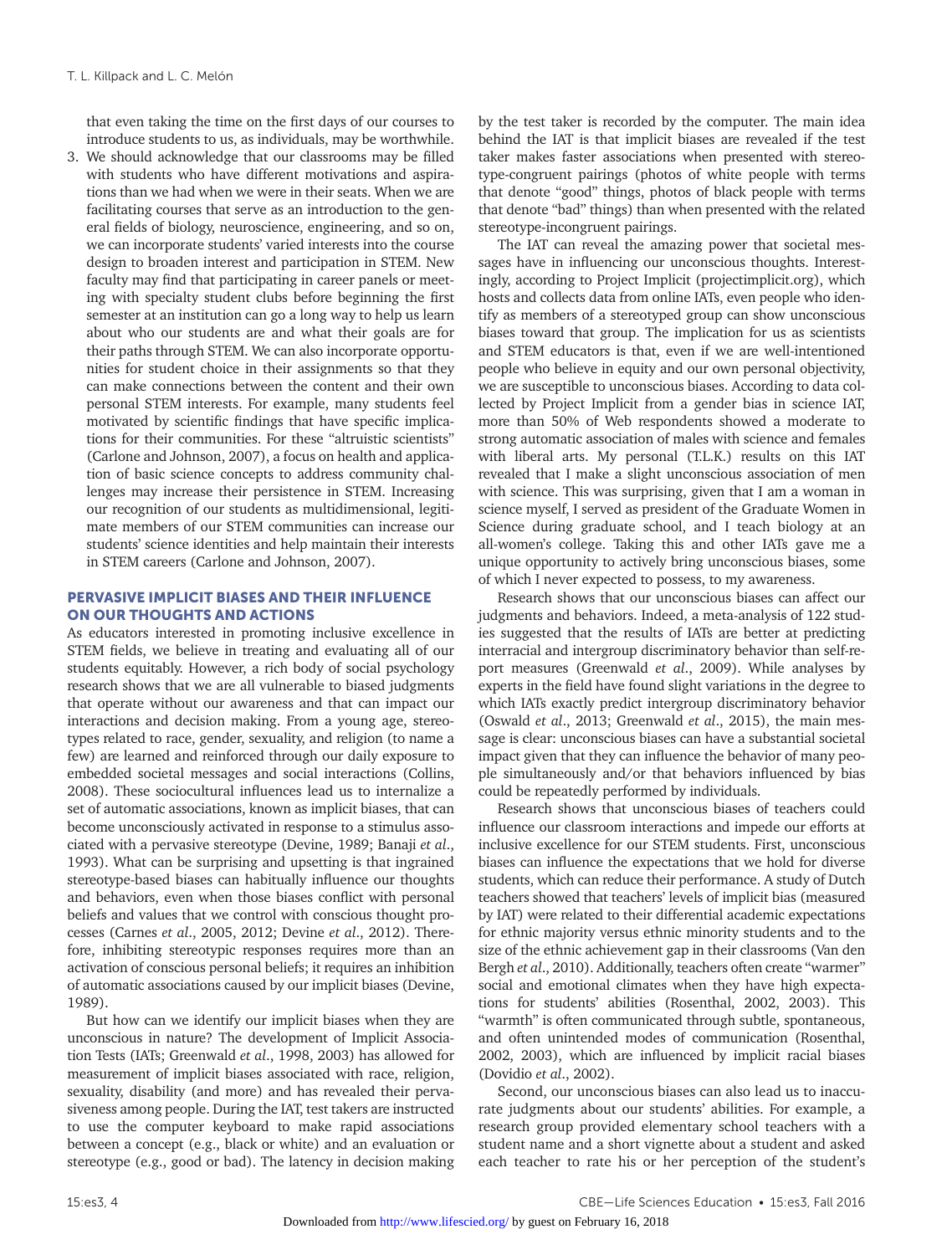that even taking the time on the first days of our courses to introduce students to us, as individuals, may be worthwhile.

3. We should acknowledge that our classrooms may be filled with students who have different motivations and aspirations than we had when we were in their seats. When we are facilitating courses that serve as an introduction to the general fields of biology, neuroscience, engineering, and so on, we can incorporate students' varied interests into the course design to broaden interest and participation in STEM. New faculty may find that participating in career panels or meeting with specialty student clubs before beginning the first semester at an institution can go a long way to help us learn about who our students are and what their goals are for their paths through STEM. We can also incorporate opportunities for student choice in their assignments so that they can make connections between the content and their own personal STEM interests. For example, many students feel motivated by scientific findings that have specific implications for their communities. For these "altruistic scientists" (Carlone and Johnson, 2007), a focus on health and application of basic science concepts to address community challenges may increase their persistence in STEM. Increasing our recognition of our students as multidimensional, legitimate members of our STEM communities can increase our students' science identities and help maintain their interests in STEM careers (Carlone and Johnson, 2007).

## PERVASIVE IMPLICIT BIASES AND THEIR INFLUENCE ON OUR THOUGHTS AND ACTIONS

As educators interested in promoting inclusive excellence in STEM fields, we believe in treating and evaluating all of our students equitably. However, a rich body of social psychology research shows that we are all vulnerable to biased judgments that operate without our awareness and that can impact our interactions and decision making. From a young age, stereotypes related to race, gender, sexuality, and religion (to name a few) are learned and reinforced through our daily exposure to embedded societal messages and social interactions (Collins, 2008). These sociocultural influences lead us to internalize a set of automatic associations, known as implicit biases, that can become unconsciously activated in response to a stimulus associated with a pervasive stereotype (Devine, 1989; Banaji *et al*., 1993). What can be surprising and upsetting is that ingrained stereotype-based biases can habitually influence our thoughts and behaviors, even when those biases conflict with personal beliefs and values that we control with conscious thought processes (Carnes *et al*., 2005, 2012; Devine *et al*., 2012). Therefore, inhibiting stereotypic responses requires more than an activation of conscious personal beliefs; it requires an inhibition of automatic associations caused by our implicit biases (Devine, 1989).

But how can we identify our implicit biases when they are unconscious in nature? The development of Implicit Association Tests (IATs; Greenwald *et al*., 1998, 2003) has allowed for measurement of implicit biases associated with race, religion, sexuality, disability (and more) and has revealed their pervasiveness among people. During the IAT, test takers are instructed to use the computer keyboard to make rapid associations between a concept (e.g., black or white) and an evaluation or stereotype (e.g., good or bad). The latency in decision making by the test taker is recorded by the computer. The main idea behind the IAT is that implicit biases are revealed if the test taker makes faster associations when presented with stereotype-congruent pairings (photos of white people with terms that denote "good" things, photos of black people with terms that denote "bad" things) than when presented with the related stereotype-incongruent pairings.

The IAT can reveal the amazing power that societal messages have in influencing our unconscious thoughts. Interestingly, according to Project Implicit (projectimplicit.org), which hosts and collects data from online IATs, even people who identify as members of a stereotyped group can show unconscious biases toward that group. The implication for us as scientists and STEM educators is that, even if we are well-intentioned people who believe in equity and our own personal objectivity, we are susceptible to unconscious biases. According to data collected by Project Implicit from a gender bias in science IAT, more than 50% of Web respondents showed a moderate to strong automatic association of males with science and females with liberal arts. My personal (T.L.K.) results on this IAT revealed that I make a slight unconscious association of men with science. This was surprising, given that I am a woman in science myself, I served as president of the Graduate Women in Science during graduate school, and I teach biology at an all-women's college. Taking this and other IATs gave me a unique opportunity to actively bring unconscious biases, some of which I never expected to possess, to my awareness.

Research shows that our unconscious biases can affect our judgments and behaviors. Indeed, a meta-analysis of 122 studies suggested that the results of IATs are better at predicting interracial and intergroup discriminatory behavior than self-report measures (Greenwald *et al*., 2009). While analyses by experts in the field have found slight variations in the degree to which IATs exactly predict intergroup discriminatory behavior (Oswald *et al*., 2013; Greenwald *et al*., 2015), the main message is clear: unconscious biases can have a substantial societal impact given that they can influence the behavior of many people simultaneously and/or that behaviors influenced by bias could be repeatedly performed by individuals.

Research shows that unconscious biases of teachers could influence our classroom interactions and impede our efforts at inclusive excellence for our STEM students. First, unconscious biases can influence the expectations that we hold for diverse students, which can reduce their performance. A study of Dutch teachers showed that teachers' levels of implicit bias (measured by IAT) were related to their differential academic expectations for ethnic majority versus ethnic minority students and to the size of the ethnic achievement gap in their classrooms (Van den Bergh *et al*., 2010). Additionally, teachers often create "warmer" social and emotional climates when they have high expectations for students' abilities (Rosenthal, 2002, 2003). This "warmth" is often communicated through subtle, spontaneous, and often unintended modes of communication (Rosenthal, 2002, 2003), which are influenced by implicit racial biases (Dovidio *et al*., 2002).

Second, our unconscious biases can also lead us to inaccurate judgments about our students' abilities. For example, a research group provided elementary school teachers with a student name and a short vignette about a student and asked each teacher to rate his or her perception of the student's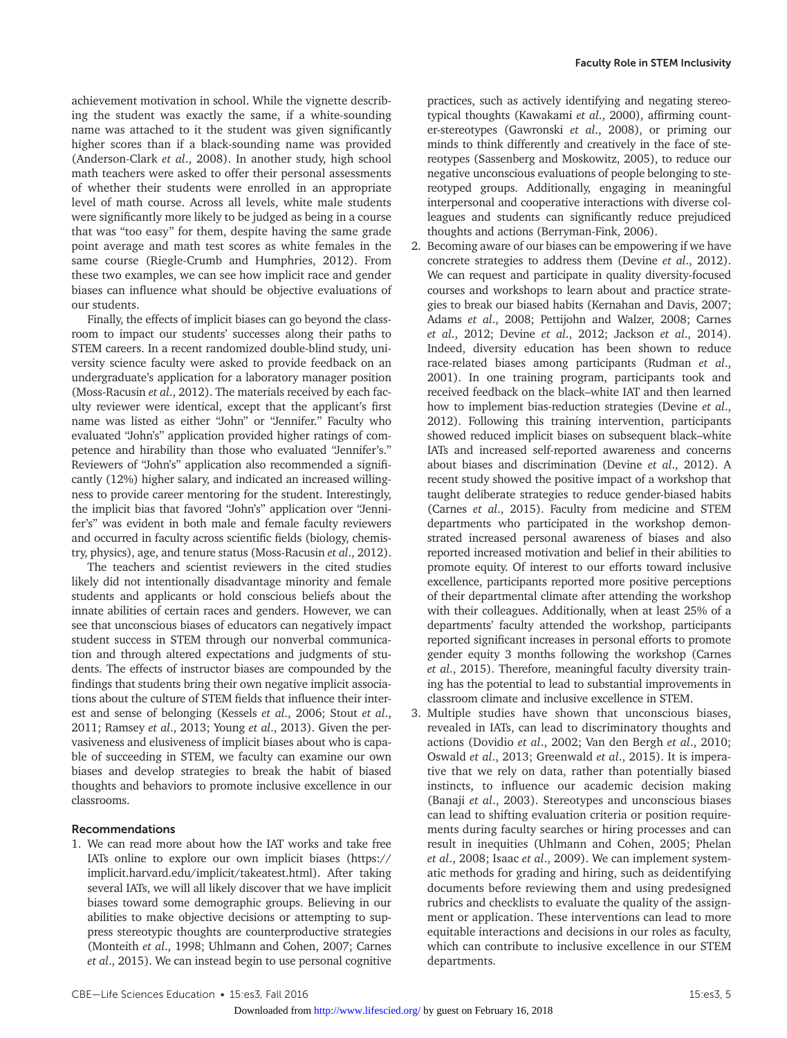achievement motivation in school. While the vignette describing the student was exactly the same, if a white-sounding name was attached to it the student was given significantly higher scores than if a black-sounding name was provided (Anderson-Clark *et al*., 2008). In another study, high school math teachers were asked to offer their personal assessments of whether their students were enrolled in an appropriate level of math course. Across all levels, white male students were significantly more likely to be judged as being in a course that was "too easy" for them, despite having the same grade point average and math test scores as white females in the same course (Riegle-Crumb and Humphries, 2012). From these two examples, we can see how implicit race and gender biases can influence what should be objective evaluations of our students.

Finally, the effects of implicit biases can go beyond the classroom to impact our students' successes along their paths to STEM careers. In a recent randomized double-blind study, university science faculty were asked to provide feedback on an undergraduate's application for a laboratory manager position (Moss-Racusin *et al*., 2012). The materials received by each faculty reviewer were identical, except that the applicant's first name was listed as either "John" or "Jennifer." Faculty who evaluated "John's" application provided higher ratings of competence and hirability than those who evaluated "Jennifer's." Reviewers of "John's" application also recommended a significantly (12%) higher salary, and indicated an increased willingness to provide career mentoring for the student. Interestingly, the implicit bias that favored "John's" application over "Jennifer's" was evident in both male and female faculty reviewers and occurred in faculty across scientific fields (biology, chemistry, physics), age, and tenure status (Moss-Racusin *et al*., 2012).

The teachers and scientist reviewers in the cited studies likely did not intentionally disadvantage minority and female students and applicants or hold conscious beliefs about the innate abilities of certain races and genders. However, we can see that unconscious biases of educators can negatively impact student success in STEM through our nonverbal communication and through altered expectations and judgments of students. The effects of instructor biases are compounded by the findings that students bring their own negative implicit associations about the culture of STEM fields that influence their interest and sense of belonging (Kessels *et al*., 2006; Stout *et al*., 2011; Ramsey *et al*., 2013; Young *et al*., 2013). Given the pervasiveness and elusiveness of implicit biases about who is capable of succeeding in STEM, we faculty can examine our own biases and develop strategies to break the habit of biased thoughts and behaviors to promote inclusive excellence in our classrooms.

### Recommendations

1. We can read more about how the IAT works and take free IATs online to explore our own implicit biases (https://implicit.harvard.edu/implicit/takeatest.html). After taking several IATs, we will all likely discover that we have implicit biases toward some demographic groups. Believing in our abilities to make objective decisions or attempting to suppress stereotypic thoughts are counterproductive strategies (Monteith *et al*., 1998; Uhlmann and Cohen, 2007; Carnes *et al*., 2015). We can instead begin to use personal cognitive practices, such as actively identifying and negating stereotypical thoughts (Kawakami *et al*., 2000), affirming counter-stereotypes (Gawronski *et al*., 2008), or priming our minds to think differently and creatively in the face of stereotypes (Sassenberg and Moskowitz, 2005), to reduce our negative unconscious evaluations of people belonging to stereotyped groups. Additionally, engaging in meaningful interpersonal and cooperative interactions with diverse colleagues and students can significantly reduce prejudiced thoughts and actions (Berryman-Fink, 2006).
2. Becoming aware of our biases can be empowering if we have concrete strategies to address them (Devine *et al*., 2012). We can request and participate in quality diversity-focused courses and workshops to learn about and practice strategies to break our biased habits (Kernahan and Davis, 2007; Adams *et al*., 2008; Pettijohn and Walzer, 2008; Carnes *et al*., 2012; Devine *et al*., 2012; Jackson *et al*., 2014). Indeed, diversity education has been shown to reduce race-related biases among participants (Rudman *et al*., 2001). In one training program, participants took and received feedback on the black–white IAT and then learned how to implement bias-reduction strategies (Devine *et al*., 2012). Following this training intervention, participants showed reduced implicit biases on subsequent black–white IATs and increased self-reported awareness and concerns about biases and discrimination (Devine *et al*., 2012). A recent study showed the positive impact of a workshop that taught deliberate strategies to reduce gender-biased habits (Carnes *et al*., 2015). Faculty from medicine and STEM departments who participated in the workshop demonstrated increased personal awareness of biases and also reported increased motivation and belief in their abilities to promote equity. Of interest to our efforts toward inclusive excellence, participants reported more positive perceptions of their departmental climate after attending the workshop with their colleagues. Additionally, when at least 25% of a departments' faculty attended the workshop, participants reported significant increases in personal efforts to promote gender equity 3 months following the workshop (Carnes *et al*., 2015). Therefore, meaningful faculty diversity training has the potential to lead to substantial improvements in classroom climate and inclusive excellence in STEM.
3. Multiple studies have shown that unconscious biases, revealed in IATs, can lead to discriminatory thoughts and actions (Dovidio *et al*., 2002; Van den Bergh *et al*., 2010; Oswald *et al*., 2013; Greenwald *et al*., 2015). It is imperative that we rely on data, rather than potentially biased instincts, to influence our academic decision making (Banaji *et al*., 2003). Stereotypes and unconscious biases can lead to shifting evaluation criteria or position requirements during faculty searches or hiring processes and can result in inequities (Uhlmann and Cohen, 2005; Phelan *et al*., 2008; Isaac *et al*., 2009). We can implement systematic methods for grading and hiring, such as deidentifying documents before reviewing them and using predesigned rubrics and checklists to evaluate the quality of the assignment or application. These interventions can lead to more equitable interactions and decisions in our roles as faculty, which can contribute to inclusive excellence in our STEM departments.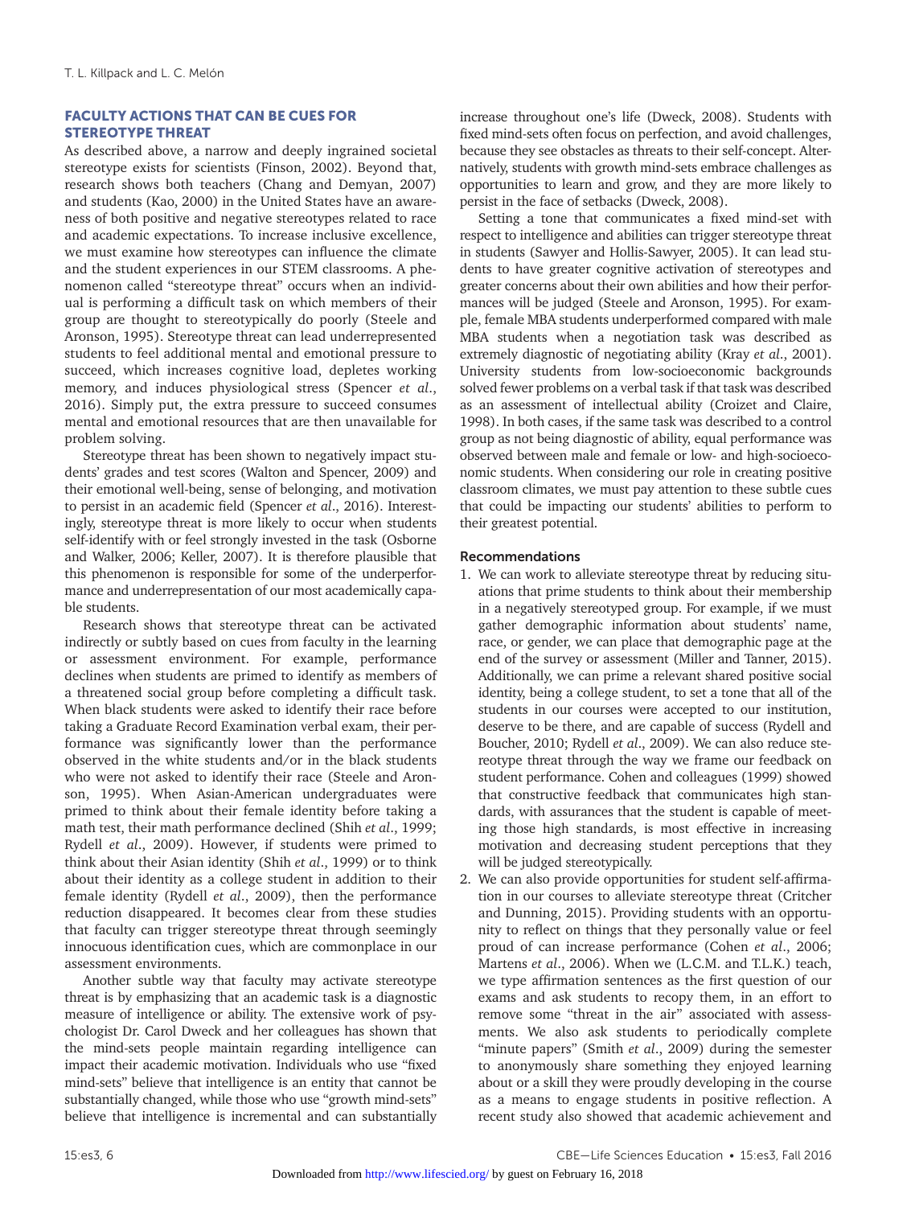## FACULTY ACTIONS THAT CAN BE CUES FOR STEREOTYPE THREAT

As described above, a narrow and deeply ingrained societal stereotype exists for scientists (Finson, 2002). Beyond that, research shows both teachers (Chang and Demyan, 2007) and students (Kao, 2000) in the United States have an awareness of both positive and negative stereotypes related to race and academic expectations. To increase inclusive excellence, we must examine how stereotypes can influence the climate and the student experiences in our STEM classrooms. A phenomenon called "stereotype threat" occurs when an individual is performing a difficult task on which members of their group are thought to stereotypically do poorly (Steele and Aronson, 1995). Stereotype threat can lead underrepresented students to feel additional mental and emotional pressure to succeed, which increases cognitive load, depletes working memory, and induces physiological stress (Spencer *et al.*, 2016). Simply put, the extra pressure to succeed consumes mental and emotional resources that are then unavailable for problem solving.

Stereotype threat has been shown to negatively impact students' grades and test scores (Walton and Spencer, 2009) and their emotional well-being, sense of belonging, and motivation to persist in an academic field (Spencer *et al.*, 2016). Interestingly, stereotype threat is more likely to occur when students self-identify with or feel strongly invested in the task (Osborne and Walker, 2006; Keller, 2007). It is therefore plausible that this phenomenon is responsible for some of the underperformance and underrepresentation of our most academically capable students.

Research shows that stereotype threat can be activated indirectly or subtly based on cues from faculty in the learning or assessment environment. For example, performance declines when students are primed to identify as members of a threatened social group before completing a difficult task. When black students were asked to identify their race before taking a Graduate Record Examination verbal exam, their performance was significantly lower than the performance observed in the white students and/or in the black students who were not asked to identify their race (Steele and Aronson, 1995). When Asian-American undergraduates were primed to think about their female identity before taking a math test, their math performance declined (Shih *et al.*, 1999; Rydell *et al.*, 2009). However, if students were primed to think about their Asian identity (Shih *et al.*, 1999) or to think about their identity as a college student in addition to their female identity (Rydell *et al.*, 2009), then the performance reduction disappeared. It becomes clear from these studies that faculty can trigger stereotype threat through seemingly innocuous identification cues, which are commonplace in our assessment environments.

Another subtle way that faculty may activate stereotype threat is by emphasizing that an academic task is a diagnostic measure of intelligence or ability. The extensive work of psychologist Dr. Carol Dweck and her colleagues has shown that the mind-sets people maintain regarding intelligence can impact their academic motivation. Individuals who use "fixed mind-sets" believe that intelligence is an entity that cannot be substantially changed, while those who use "growth mind-sets" believe that intelligence is incremental and can substantially increase throughout one's life (Dweck, 2008). Students with fixed mind-sets often focus on perfection, and avoid challenges, because they see obstacles as threats to their self-concept. Alternatively, students with growth mind-sets embrace challenges as opportunities to learn and grow, and they are more likely to persist in the face of setbacks (Dweck, 2008).

Setting a tone that communicates a fixed mind-set with respect to intelligence and abilities can trigger stereotype threat in students (Sawyer and Hollis-Sawyer, 2005). It can lead students to have greater cognitive activation of stereotypes and greater concerns about their own abilities and how their performances will be judged (Steele and Aronson, 1995). For example, female MBA students underperformed compared with male MBA students when a negotiation task was described as extremely diagnostic of negotiating ability (Kray *et al.*, 2001). University students from low-socioeconomic backgrounds solved fewer problems on a verbal task if that task was described as an assessment of intellectual ability (Croizet and Claire, 1998). In both cases, if the same task was described to a control group as not being diagnostic of ability, equal performance was observed between male and female or low- and high-socioeconomic students. When considering our role in creating positive classroom climates, we must pay attention to these subtle cues that could be impacting our students' abilities to perform to their greatest potential.

### Recommendations

1. We can work to alleviate stereotype threat by reducing situations that prime students to think about their membership in a negatively stereotyped group. For example, if we must gather demographic information about students' name, race, or gender, we can place that demographic page at the end of the survey or assessment (Miller and Tanner, 2015). Additionally, we can prime a relevant shared positive social identity, being a college student, to set a tone that all of the students in our courses were accepted to our institution, deserve to be there, and are capable of success (Rydell and Boucher, 2010; Rydell *et al.*, 2009). We can also reduce stereotype threat through the way we frame our feedback on student performance. Cohen and colleagues (1999) showed that constructive feedback that communicates high standards, with assurances that the student is capable of meeting those high standards, is most effective in increasing motivation and decreasing student perceptions that they will be judged stereotypically.
2. We can also provide opportunities for student self-affirmation in our courses to alleviate stereotype threat (Critcher and Dunning, 2015). Providing students with an opportunity to reflect on things that they personally value or feel proud of can increase performance (Cohen *et al.*, 2006; Martens *et al.*, 2006). When we (L.C.M. and T.L.K.) teach, we type affirmation sentences as the first question of our exams and ask students to recopy them, in an effort to remove some "threat in the air" associated with assessments. We also ask students to periodically complete "minute papers" (Smith *et al.*, 2009) during the semester to anonymously share something they enjoyed learning about or a skill they were proudly developing in the course as a means to engage students in positive reflection. A recent study also showed that academic achievement and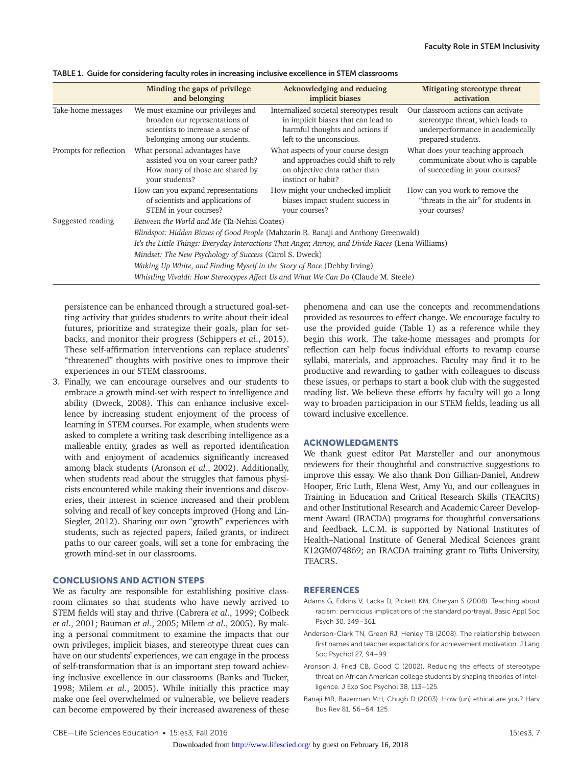TABLE 1. Guide for considering faculty roles in increasing inclusive excellence in STEM classrooms

| | Minding the gaps of privilege and belonging | Acknowledging and reducing implicit biases | Mitigating stereotype threat activation |
|---|---|---|---|
| Take-home messages | We must examine our privileges and broaden our representations of scientists to increase a sense of belonging among our students. | Internalized societal stereotypes result in implicit biases that can lead to harmful thoughts and actions if left to the unconscious. | Our classroom actions can activate stereotype threat, which leads to underperformance in academically prepared students. |
| Prompts for reflection | What personal advantages have assisted you on your career path? How many of those are shared by your students? | What aspects of your course design and approaches could shift to rely on objective data rather than instinct or habit? | What does your teaching approach communicate about who is capable of succeeding in your courses? |
| | How can you expand representations of scientists and applications of STEM in your courses? | How might your unchecked implicit biases impact student success in your courses? | How can you work to remove the "threats in the air" for students in your courses? |
| Suggested reading | *Between the World and Me* (Ta-Nehisi Coates) | | |
| | *Blindspot: Hidden Biases of Good People* (Mahzarin R. Banaji and Anthony Greenwald) | | |
| | *It's the Little Things: Everyday Interactions That Anger, Annoy, and Divide Races* (Lena Williams) | | |
| | *Mindset: The New Psychology of Success* (Carol S. Dweck) | | |
| | *Waking Up White, and Finding Myself in the Story of Race* (Debby Irving) | | |
| | *Whistling Vivaldi: How Stereotypes Affect Us and What We Can Do* (Claude M. Steele) | | |

persistence can be enhanced through a structured goal-setting activity that guides students to write about their ideal futures, prioritize and strategize their goals, plan for setbacks, and monitor their progress (Schippers *et al.*, 2015). These self-affirmation interventions can replace students' "threatened" thoughts with positive ones to improve their experiences in our STEM classrooms.

3. Finally, we can encourage ourselves and our students to embrace a growth mind-set with respect to intelligence and ability (Dweck, 2008). This can enhance inclusive excellence by increasing student enjoyment of the process of learning in STEM courses. For example, when students were asked to complete a writing task describing intelligence as a malleable entity, grades as well as reported identification with and enjoyment of academics significantly increased among black students (Aronson *et al.*, 2002). Additionally, when students read about the struggles that famous physicists encountered while making their inventions and discoveries, their interest in science increased and their problem solving and recall of key concepts improved (Hong and Lin-Siegler, 2012). Sharing our own "growth" experiences with students, such as rejected papers, failed grants, or indirect paths to our career goals, will set a tone for embracing the growth mind-set in our classrooms.

## CONCLUSIONS AND ACTION STEPS

We as faculty are responsible for establishing positive classroom climates so that students who have newly arrived to STEM fields will stay and thrive (Cabrera *et al.*, 1999; Colbeck *et al.*, 2001; Bauman *et al.*, 2005; Milem *et al.*, 2005). By making a personal commitment to examine the impacts that our own privileges, implicit biases, and stereotype threat cues can have on our students' experiences, we can engage in the process of self-transformation that is an important step toward achieving inclusive excellence in our classrooms (Banks and Tucker, 1998; Milem *et al.*, 2005). While initially this practice may make one feel overwhelmed or vulnerable, we believe readers can become empowered by their increased awareness of these phenomena and can use the concepts and recommendations provided as resources to effect change. We encourage faculty to use the provided guide (Table 1) as a reference while they begin this work. The take-home messages and prompts for reflection can help focus individual efforts to revamp course syllabi, materials, and approaches. Faculty may find it to be productive and rewarding to gather with colleagues to discuss these issues, or perhaps to start a book club with the suggested reading list. We believe these efforts by faculty will go a long way to broaden participation in our STEM fields, leading us all toward inclusive excellence.

## ACKNOWLEDGMENTS

We thank guest editor Pat Marsteller and our anonymous reviewers for their thoughtful and constructive suggestions to improve this essay. We also thank Don Gillian-Daniel, Andrew Hooper, Eric Luth, Elena West, Amy Yu, and our colleagues in Training in Education and Critical Research Skills (TEACRS) and other Institutional Research and Academic Career Development Award (IRACDA) programs for thoughtful conversations and feedback. L.C.M. is supported by National Institutes of Health–National Institute of General Medical Sciences grant K12GM074869; an IRACDA training grant to Tufts University, TEACRS.

## REFERENCES

Adams G, Edkins V, Lacka D, Pickett KM, Cheryan S (2008). Teaching about racism: pernicious implications of the standard portrayal. Basic Appl Soc Psych 30, 349–361.

Anderson-Clark TN, Green RJ, Henley TB (2008). The relationship between first names and teacher expectations for achievement motivation. J Lang Soc Psychol 27, 94–99.

Aronson J, Fried CB, Good C (2002). Reducing the effects of stereotype threat on African American college students by shaping theories of intelligence. J Exp Soc Psychol 38, 113–125.

Banaji MR, Bazerman MH, Chugh D (2003). How (un) ethical are you? Harv Bus Rev 81, 56–64, 125.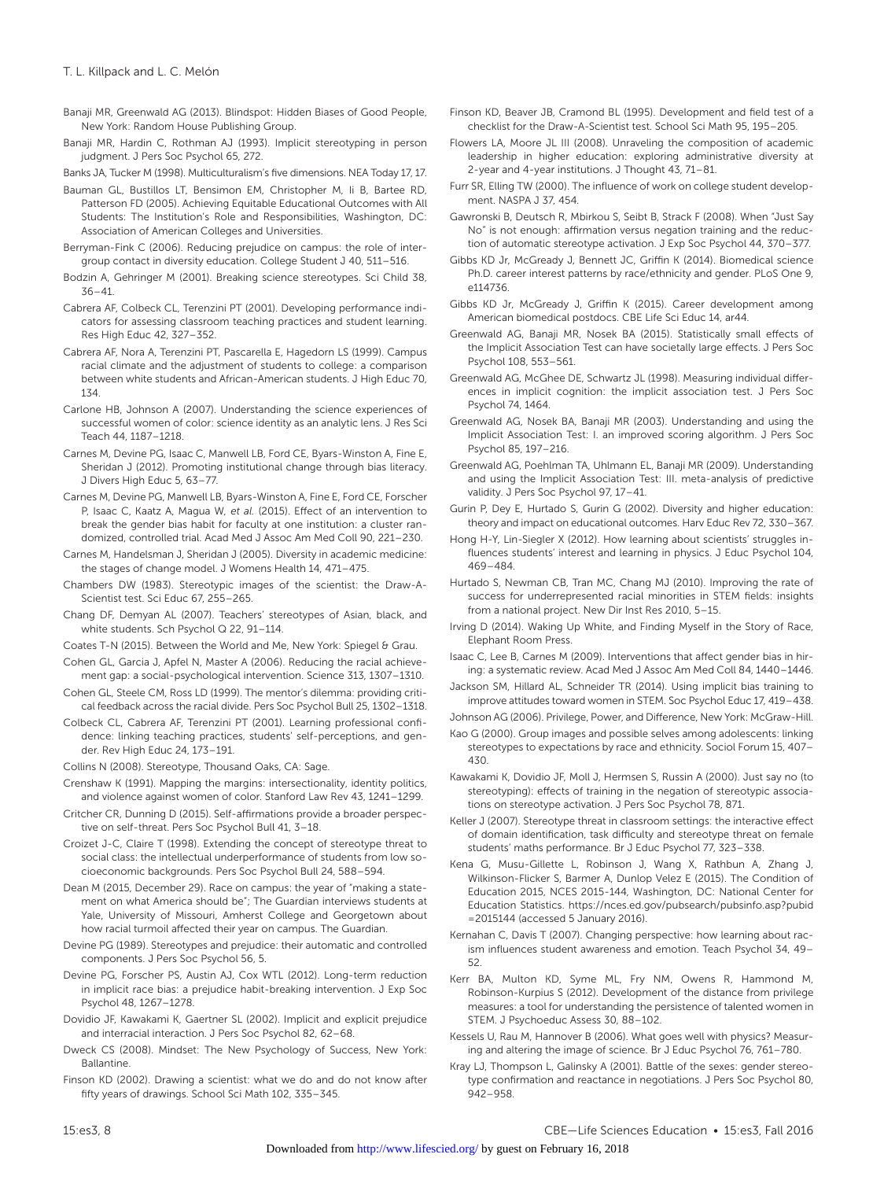Banaji MR, Greenwald AG (2013). Blindspot: Hidden Biases of Good People, New York: Random House Publishing Group.

Banaji MR, Hardin C, Rothman AJ (1993). Implicit stereotyping in person judgment. J Pers Soc Psychol 65, 272.

Banks JA, Tucker M (1998). Multiculturalism's five dimensions. NEA Today 17, 17.

Bauman GL, Bustillos LT, Bensimon EM, Christopher M, Ii B, Bartee RD, Patterson FD (2005). Achieving Equitable Educational Outcomes with All Students: The Institution's Role and Responsibilities, Washington, DC: Association of American Colleges and Universities.

Berryman-Fink C (2006). Reducing prejudice on campus: the role of intergroup contact in diversity education. College Student J 40, 511–516.

Bodzin A, Gehringer M (2001). Breaking science stereotypes. Sci Child 38, 36–41.

Cabrera AF, Colbeck CL, Terenzini PT (2001). Developing performance indicators for assessing classroom teaching practices and student learning. Res High Educ 42, 327–352.

Cabrera AF, Nora A, Terenzini PT, Pascarella E, Hagedorn LS (1999). Campus racial climate and the adjustment of students to college: a comparison between white students and African-American students. J High Educ 70, 134.

Carlone HB, Johnson A (2007). Understanding the science experiences of successful women of color: science identity as an analytic lens. J Res Sci Teach 44, 1187–1218.

Carnes M, Devine PG, Isaac C, Manwell LB, Ford CE, Byars-Winston A, Fine E, Sheridan J (2012). Promoting institutional change through bias literacy. J Divers High Educ 5, 63–77.

Carnes M, Devine PG, Manwell LB, Byars-Winston A, Fine E, Ford CE, Forscher P, Isaac C, Kaatz A, Magua W, *et al.* (2015). Effect of an intervention to break the gender bias habit for faculty at one institution: a cluster randomized, controlled trial. Acad Med J Assoc Am Med Coll 90, 221–230.

Carnes M, Handelsman J, Sheridan J (2005). Diversity in academic medicine: the stages of change model. J Womens Health 14, 471–475.

Chambers DW (1983). Stereotypic images of the scientist: the Draw-A-Scientist test. Sci Educ 67, 255–265.

Chang DF, Demyan AL (2007). Teachers' stereotypes of Asian, black, and white students. Sch Psychol Q 22, 91–114.

Coates T-N (2015). Between the World and Me, New York: Spiegel & Grau.

Cohen GL, Garcia J, Apfel N, Master A (2006). Reducing the racial achievement gap: a social-psychological intervention. Science 313, 1307–1310.

Cohen GL, Steele CM, Ross LD (1999). The mentor's dilemma: providing critical feedback across the racial divide. Pers Soc Psychol Bull 25, 1302–1318.

Colbeck CL, Cabrera AF, Terenzini PT (2001). Learning professional confidence: linking teaching practices, students' self-perceptions, and gender. Rev High Educ 24, 173–191.

Collins N (2008). Stereotype, Thousand Oaks, CA: Sage.

Crenshaw K (1991). Mapping the margins: intersectionality, identity politics, and violence against women of color. Stanford Law Rev 43, 1241–1299.

Critcher CR, Dunning D (2015). Self-affirmations provide a broader perspective on self-threat. Pers Soc Psychol Bull 41, 3–18.

Croizet J-C, Claire T (1998). Extending the concept of stereotype threat to social class: the intellectual underperformance of students from low socioeconomic backgrounds. Pers Soc Psychol Bull 24, 588–594.

Dean M (2015, December 29). Race on campus: the year of "making a statement on what America should be"; The Guardian interviews students at Yale, University of Missouri, Amherst College and Georgetown about how racial turmoil affected their year on campus. The Guardian.

Devine PG (1989). Stereotypes and prejudice: their automatic and controlled components. J Pers Soc Psychol 56, 5.

Devine PG, Forscher PS, Austin AJ, Cox WTL (2012). Long-term reduction in implicit race bias: a prejudice habit-breaking intervention. J Exp Soc Psychol 48, 1267–1278.

Dovidio JF, Kawakami K, Gaertner SL (2002). Implicit and explicit prejudice and interracial interaction. J Pers Soc Psychol 82, 62–68.

Dweck CS (2008). Mindset: The New Psychology of Success, New York: Ballantine.

Finson KD (2002). Drawing a scientist: what we do and do not know after fifty years of drawings. School Sci Math 102, 335–345.

Finson KD, Beaver JB, Cramond BL (1995). Development and field test of a checklist for the Draw-A-Scientist test. School Sci Math 95, 195–205.

Flowers LA, Moore JL III (2008). Unraveling the composition of academic leadership in higher education: exploring administrative diversity at 2-year and 4-year institutions. J Thought 43, 71–81.

Furr SR, Elling TW (2000). The influence of work on college student development. NASPA J 37, 454.

Gawronski B, Deutsch R, Mbirkou S, Seibt B, Strack F (2008). When "Just Say No" is not enough: affirmation versus negation training and the reduction of automatic stereotype activation. J Exp Soc Psychol 44, 370–377.

Gibbs KD Jr, McGready J, Bennett JC, Griffin K (2014). Biomedical science Ph.D. career interest patterns by race/ethnicity and gender. PLoS One 9, e114736.

Gibbs KD Jr, McGready J, Griffin K (2015). Career development among American biomedical postdocs. CBE Life Sci Educ 14, ar44.

Greenwald AG, Banaji MR, Nosek BA (2015). Statistically small effects of the Implicit Association Test can have societally large effects. J Pers Soc Psychol 108, 553–561.

Greenwald AG, McGhee DE, Schwartz JL (1998). Measuring individual differences in implicit cognition: the implicit association test. J Pers Soc Psychol 74, 1464.

Greenwald AG, Nosek BA, Banaji MR (2003). Understanding and using the Implicit Association Test: I. an improved scoring algorithm. J Pers Soc Psychol 85, 197–216.

Greenwald AG, Poehlman TA, Uhlmann EL, Banaji MR (2009). Understanding and using the Implicit Association Test: III. meta-analysis of predictive validity. J Pers Soc Psychol 97, 17–41.

Gurin P, Dey E, Hurtado S, Gurin G (2002). Diversity and higher education: theory and impact on educational outcomes. Harv Educ Rev 72, 330–367.

Hong H-Y, Lin-Siegler X (2012). How learning about scientists' struggles influences students' interest and learning in physics. J Educ Psychol 104, 469–484.

Hurtado S, Newman CB, Tran MC, Chang MJ (2010). Improving the rate of success for underrepresented racial minorities in STEM fields: insights from a national project. New Dir Inst Res 2010, 5–15.

Irving D (2014). Waking Up White, and Finding Myself in the Story of Race, Elephant Room Press.

Isaac C, Lee B, Carnes M (2009). Interventions that affect gender bias in hiring: a systematic review. Acad Med J Assoc Am Med Coll 84, 1440–1446.

Jackson SM, Hillard AL, Schneider TR (2014). Using implicit bias training to improve attitudes toward women in STEM. Soc Psychol Educ 17, 419–438.

Johnson AG (2006). Privilege, Power, and Difference, New York: McGraw-Hill.

Kao G (2000). Group images and possible selves among adolescents: linking stereotypes to expectations by race and ethnicity. Sociol Forum 15, 407–430.

Kawakami K, Dovidio JF, Moll J, Hermsen S, Russin A (2000). Just say no (to stereotyping): effects of training in the negation of stereotypic associations on stereotype activation. J Pers Soc Psychol 78, 871.

Keller J (2007). Stereotype threat in classroom settings: the interactive effect of domain identification, task difficulty and stereotype threat on female students' maths performance. Br J Educ Psychol 77, 323–338.

Kena G, Musu-Gillette L, Robinson J, Wang X, Rathbun A, Zhang J, Wilkinson-Flicker S, Barmer A, Dunlop Velez E (2015). The Condition of Education 2015, NCES 2015-144, Washington, DC: National Center for Education Statistics. https://nces.ed.gov/pubsearch/pubsinfo.asp?pubid=2015144 (accessed 5 January 2016).

Kernahan C, Davis T (2007). Changing perspective: how learning about racism influences student awareness and emotion. Teach Psychol 34, 49–52.

Kerr BA, Multon KD, Syme ML, Fry NM, Owens R, Hammond M, Robinson-Kurpius S (2012). Development of the distance from privilege measures: a tool for understanding the persistence of talented women in STEM. J Psychoeduc Assess 30, 88–102.

Kessels U, Rau M, Hannover B (2006). What goes well with physics? Measuring and altering the image of science. Br J Educ Psychol 76, 761–780.

Kray LJ, Thompson L, Galinsky A (2001). Battle of the sexes: gender stereotype confirmation and reactance in negotiations. J Pers Soc Psychol 80, 942–958.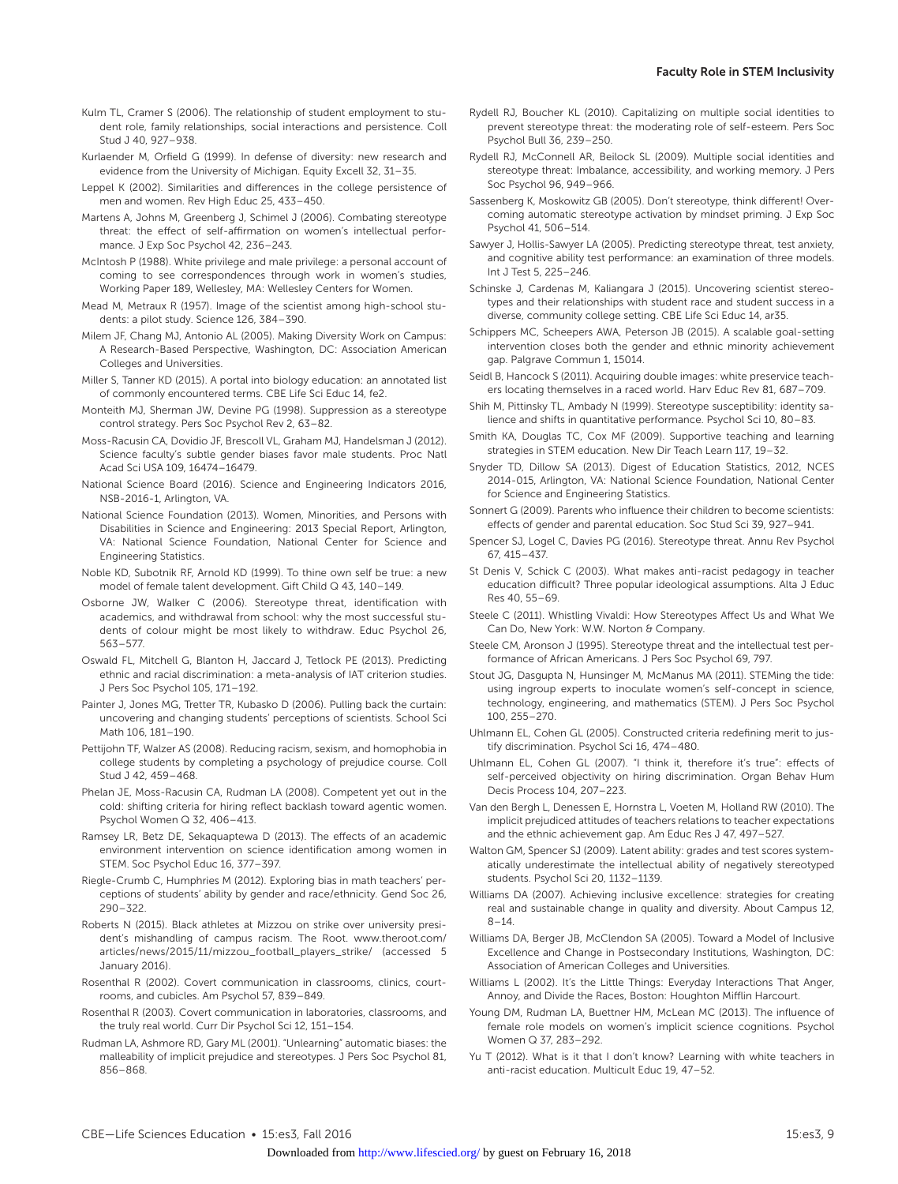Kulm TL, Cramer S (2006). The relationship of student employment to student role, family relationships, social interactions and persistence. Coll Stud J 40, 927–938.

Kurlaender M, Orfield G (1999). In defense of diversity: new research and evidence from the University of Michigan. Equity Excell 32, 31–35.

Leppel K (2002). Similarities and differences in the college persistence of men and women. Rev High Educ 25, 433–450.

Martens A, Johns M, Greenberg J, Schimel J (2006). Combating stereotype threat: the effect of self-affirmation on women's intellectual performance. J Exp Soc Psychol 42, 236–243.

McIntosh P (1988). White privilege and male privilege: a personal account of coming to see correspondences through work in women's studies, Working Paper 189, Wellesley, MA: Wellesley Centers for Women.

Mead M, Metraux R (1957). Image of the scientist among high-school students: a pilot study. Science 126, 384–390.

Milem JF, Chang MJ, Antonio AL (2005). Making Diversity Work on Campus: A Research-Based Perspective, Washington, DC: Association American Colleges and Universities.

Miller S, Tanner KD (2015). A portal into biology education: an annotated list of commonly encountered terms. CBE Life Sci Educ 14, fe2.

Monteith MJ, Sherman JW, Devine PG (1998). Suppression as a stereotype control strategy. Pers Soc Psychol Rev 2, 63–82.

Moss-Racusin CA, Dovidio JF, Brescoll VL, Graham MJ, Handelsman J (2012). Science faculty's subtle gender biases favor male students. Proc Natl Acad Sci USA 109, 16474–16479.

National Science Board (2016). Science and Engineering Indicators 2016, NSB-2016-1, Arlington, VA.

National Science Foundation (2013). Women, Minorities, and Persons with Disabilities in Science and Engineering: 2013 Special Report, Arlington, VA: National Science Foundation, National Center for Science and Engineering Statistics.

Noble KD, Subotnik RF, Arnold KD (1999). To thine own self be true: a new model of female talent development. Gift Child Q 43, 140–149.

Osborne JW, Walker C (2006). Stereotype threat, identification with academics, and withdrawal from school: why the most successful students of colour might be most likely to withdraw. Educ Psychol 26, 563–577.

Oswald FL, Mitchell G, Blanton H, Jaccard J, Tetlock PE (2013). Predicting ethnic and racial discrimination: a meta-analysis of IAT criterion studies. J Pers Soc Psychol 105, 171–192.

Painter J, Jones MG, Tretter TR, Kubasko D (2006). Pulling back the curtain: uncovering and changing students' perceptions of scientists. School Sci Math 106, 181–190.

Pettijohn TF, Walzer AS (2008). Reducing racism, sexism, and homophobia in college students by completing a psychology of prejudice course. Coll Stud J 42, 459–468.

Phelan JE, Moss-Racusin CA, Rudman LA (2008). Competent yet out in the cold: shifting criteria for hiring reflect backlash toward agentic women. Psychol Women Q 32, 406–413.

Ramsey LR, Betz DE, Sekaquaptewa D (2013). The effects of an academic environment intervention on science identification among women in STEM. Soc Psychol Educ 16, 377–397.

Riegle-Crumb C, Humphries M (2012). Exploring bias in math teachers' perceptions of students' ability by gender and race/ethnicity. Gend Soc 26, 290–322.

Roberts N (2015). Black athletes at Mizzou on strike over university president's mishandling of campus racism. The Root. www.theroot.com/articles/news/2015/11/mizzou_football_players_strike/ (accessed 5 January 2016).

Rosenthal R (2002). Covert communication in classrooms, clinics, courtrooms, and cubicles. Am Psychol 57, 839–849.

Rosenthal R (2003). Covert communication in laboratories, classrooms, and the truly real world. Curr Dir Psychol Sci 12, 151–154.

Rudman LA, Ashmore RD, Gary ML (2001). "Unlearning" automatic biases: the malleability of implicit prejudice and stereotypes. J Pers Soc Psychol 81, 856–868.

Rydell RJ, Boucher KL (2010). Capitalizing on multiple social identities to prevent stereotype threat: the moderating role of self-esteem. Pers Soc Psychol Bull 36, 239–250.

Rydell RJ, McConnell AR, Beilock SL (2009). Multiple social identities and stereotype threat: Imbalance, accessibility, and working memory. J Pers Soc Psychol 96, 949–966.

Sassenberg K, Moskowitz GB (2005). Don't stereotype, think different! Overcoming automatic stereotype activation by mindset priming. J Exp Soc Psychol 41, 506–514.

Sawyer J, Hollis-Sawyer LA (2005). Predicting stereotype threat, test anxiety, and cognitive ability test performance: an examination of three models. Int J Test 5, 225–246.

Schinske J, Cardenas M, Kaliangara J (2015). Uncovering scientist stereotypes and their relationships with student race and student success in a diverse, community college setting. CBE Life Sci Educ 14, ar35.

Schippers MC, Scheepers AWA, Peterson JB (2015). A scalable goal-setting intervention closes both the gender and ethnic minority achievement gap. Palgrave Commun 1, 15014.

Seidl B, Hancock S (2011). Acquiring double images: white preservice teachers locating themselves in a raced world. Harv Educ Rev 81, 687–709.

Shih M, Pittinsky TL, Ambady N (1999). Stereotype susceptibility: identity salience and shifts in quantitative performance. Psychol Sci 10, 80–83.

Smith KA, Douglas TC, Cox MF (2009). Supportive teaching and learning strategies in STEM education. New Dir Teach Learn 117, 19–32.

Snyder TD, Dillow SA (2013). Digest of Education Statistics, 2012, NCES 2014-015, Arlington, VA: National Science Foundation, National Center for Science and Engineering Statistics.

Sonnert G (2009). Parents who influence their children to become scientists: effects of gender and parental education. Soc Stud Sci 39, 927–941.

Spencer SJ, Logel C, Davies PG (2016). Stereotype threat. Annu Rev Psychol 67, 415–437.

St Denis V, Schick C (2003). What makes anti-racist pedagogy in teacher education difficult? Three popular ideological assumptions. Alta J Educ Res 40, 55–69.

Steele C (2011). Whistling Vivaldi: How Stereotypes Affect Us and What We Can Do, New York: W.W. Norton & Company.

Steele CM, Aronson J (1995). Stereotype threat and the intellectual test performance of African Americans. J Pers Soc Psychol 69, 797.

Stout JG, Dasgupta N, Hunsinger M, McManus MA (2011). STEMing the tide: using ingroup experts to inoculate women's self-concept in science, technology, engineering, and mathematics (STEM). J Pers Soc Psychol 100, 255–270.

Uhlmann EL, Cohen GL (2005). Constructed criteria redefining merit to justify discrimination. Psychol Sci 16, 474–480.

Uhlmann EL, Cohen GL (2007). "I think it, therefore it's true": effects of self-perceived objectivity on hiring discrimination. Organ Behav Hum Decis Process 104, 207–223.

Van den Bergh L, Denessen E, Hornstra L, Voeten M, Holland RW (2010). The implicit prejudiced attitudes of teachers relations to teacher expectations and the ethnic achievement gap. Am Educ Res J 47, 497–527.

Walton GM, Spencer SJ (2009). Latent ability: grades and test scores systematically underestimate the intellectual ability of negatively stereotyped students. Psychol Sci 20, 1132–1139.

Williams DA (2007). Achieving inclusive excellence: strategies for creating real and sustainable change in quality and diversity. About Campus 12, 8–14.

Williams DA, Berger JB, McClendon SA (2005). Toward a Model of Inclusive Excellence and Change in Postsecondary Institutions, Washington, DC: Association of American Colleges and Universities.

Williams L (2002). It's the Little Things: Everyday Interactions That Anger, Annoy, and Divide the Races, Boston: Houghton Mifflin Harcourt.

Young DM, Rudman LA, Buettner HM, McLean MC (2013). The influence of female role models on women's implicit science cognitions. Psychol Women Q 37, 283–292.

Yu T (2012). What is it that I don't know? Learning with white teachers in anti-racist education. Multicult Educ 19, 47–52.